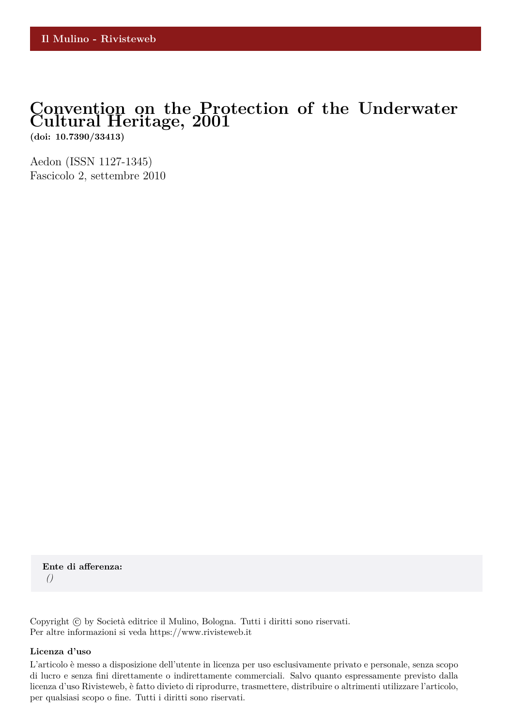Il Mulino - Rivisteweb

# Convention on the Protection of the Underwater Cultural Heritage, 2001

**(doi: 10.7390/33413)**

Aedon (ISSN 1127-1345)
Fascicolo 2, settembre 2010

**Ente di afferenza:**
*()*

Copyright © by Società editrice il Mulino, Bologna. Tutti i diritti sono riservati.
Per altre informazioni si veda https://www.rivisteweb.it

**Licenza d'uso**

L'articolo è messo a disposizione dell'utente in licenza per uso esclusivamente privato e personale, senza scopo di lucro e senza fini direttamente o indirettamente commerciali. Salvo quanto espressamente previsto dalla licenza d'uso Rivisteweb, è fatto divieto di riprodurre, trasmettere, distribuire o altrimenti utilizzare l'articolo, per qualsiasi scopo o fine. Tutti i diritti sono riservati.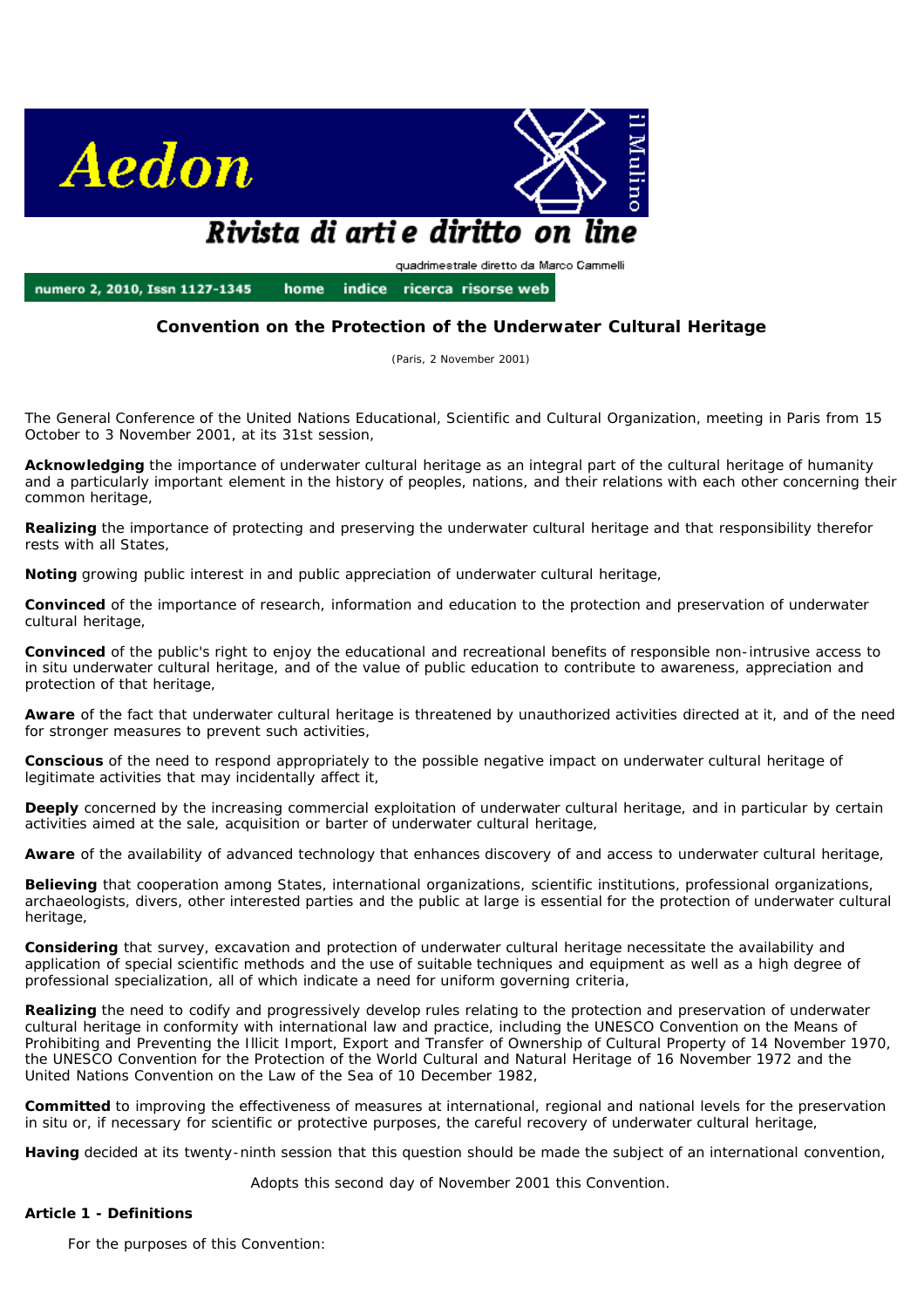## Convention on the Protection of the Underwater Cultural Heritage

(Paris, 2 November 2001)

The General Conference of the United Nations Educational, Scientific and Cultural Organization, meeting in Paris from 15 October to 3 November 2001, at its 31st session,

**Acknowledging** the importance of underwater cultural heritage as an integral part of the cultural heritage of humanity and a particularly important element in the history of peoples, nations, and their relations with each other concerning their common heritage,

**Realizing** the importance of protecting and preserving the underwater cultural heritage and that responsibility therefor rests with all States,

**Noting** growing public interest in and public appreciation of underwater cultural heritage,

**Convinced** of the importance of research, information and education to the protection and preservation of underwater cultural heritage,

**Convinced** of the public's right to enjoy the educational and recreational benefits of responsible non-intrusive access to in situ underwater cultural heritage, and of the value of public education to contribute to awareness, appreciation and protection of that heritage,

**Aware** of the fact that underwater cultural heritage is threatened by unauthorized activities directed at it, and of the need for stronger measures to prevent such activities,

**Conscious** of the need to respond appropriately to the possible negative impact on underwater cultural heritage of legitimate activities that may incidentally affect it,

**Deeply** concerned by the increasing commercial exploitation of underwater cultural heritage, and in particular by certain activities aimed at the sale, acquisition or barter of underwater cultural heritage,

**Aware** of the availability of advanced technology that enhances discovery of and access to underwater cultural heritage,

**Believing** that cooperation among States, international organizations, scientific institutions, professional organizations, archaeologists, divers, other interested parties and the public at large is essential for the protection of underwater cultural heritage,

**Considering** that survey, excavation and protection of underwater cultural heritage necessitate the availability and application of special scientific methods and the use of suitable techniques and equipment as well as a high degree of professional specialization, all of which indicate a need for uniform governing criteria,

**Realizing** the need to codify and progressively develop rules relating to the protection and preservation of underwater cultural heritage in conformity with international law and practice, including the UNESCO Convention on the Means of Prohibiting and Preventing the Illicit Import, Export and Transfer of Ownership of Cultural Property of 14 November 1970, the UNESCO Convention for the Protection of the World Cultural and Natural Heritage of 16 November 1972 and the United Nations Convention on the Law of the Sea of 10 December 1982,

**Committed** to improving the effectiveness of measures at international, regional and national levels for the preservation in situ or, if necessary for scientific or protective purposes, the careful recovery of underwater cultural heritage,

**Having** decided at its twenty-ninth session that this question should be made the subject of an international convention,

Adopts this second day of November 2001 this Convention.

**Article 1 - Definitions**

For the purposes of this Convention: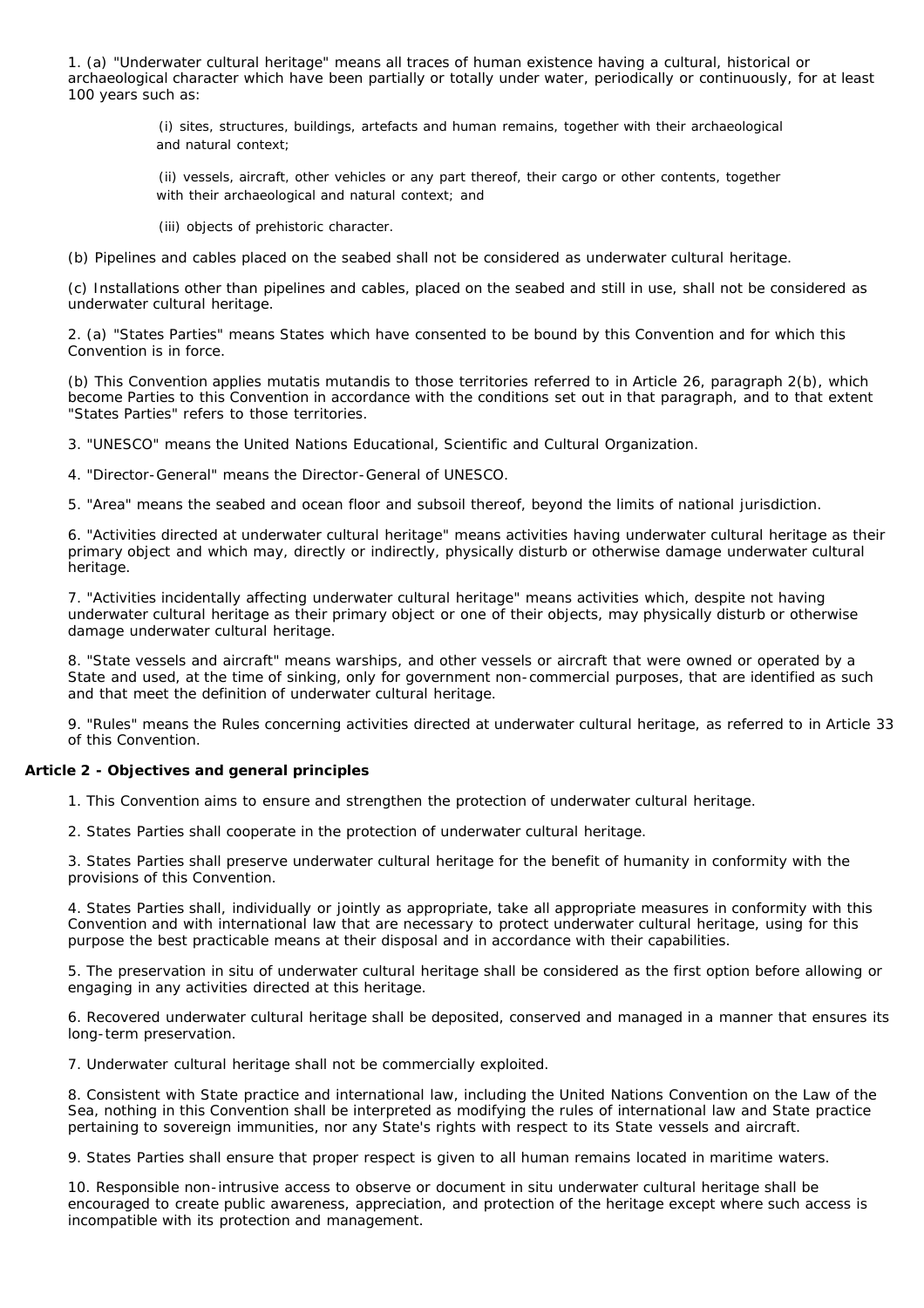1. (a) "Underwater cultural heritage" means all traces of human existence having a cultural, historical or archaeological character which have been partially or totally under water, periodically or continuously, for at least 100 years such as:

   (i) sites, structures, buildings, artefacts and human remains, together with their archaeological and natural context;

   (ii) vessels, aircraft, other vehicles or any part thereof, their cargo or other contents, together with their archaeological and natural context; and

   (iii) objects of prehistoric character.

(b) Pipelines and cables placed on the seabed shall not be considered as underwater cultural heritage.

(c) Installations other than pipelines and cables, placed on the seabed and still in use, shall not be considered as underwater cultural heritage.

2. (a) "States Parties" means States which have consented to be bound by this Convention and for which this Convention is in force.

(b) This Convention applies mutatis mutandis to those territories referred to in Article 26, paragraph 2(b), which become Parties to this Convention in accordance with the conditions set out in that paragraph, and to that extent "States Parties" refers to those territories.

3. "UNESCO" means the United Nations Educational, Scientific and Cultural Organization.

4. "Director-General" means the Director-General of UNESCO.

5. "Area" means the seabed and ocean floor and subsoil thereof, beyond the limits of national jurisdiction.

6. "Activities directed at underwater cultural heritage" means activities having underwater cultural heritage as their primary object and which may, directly or indirectly, physically disturb or otherwise damage underwater cultural heritage.

7. "Activities incidentally affecting underwater cultural heritage" means activities which, despite not having underwater cultural heritage as their primary object or one of their objects, may physically disturb or otherwise damage underwater cultural heritage.

8. "State vessels and aircraft" means warships, and other vessels or aircraft that were owned or operated by a State and used, at the time of sinking, only for government non-commercial purposes, that are identified as such and that meet the definition of underwater cultural heritage.

9. "Rules" means the Rules concerning activities directed at underwater cultural heritage, as referred to in Article 33 of this Convention.

**Article 2 - Objectives and general principles**

1. This Convention aims to ensure and strengthen the protection of underwater cultural heritage.

2. States Parties shall cooperate in the protection of underwater cultural heritage.

3. States Parties shall preserve underwater cultural heritage for the benefit of humanity in conformity with the provisions of this Convention.

4. States Parties shall, individually or jointly as appropriate, take all appropriate measures in conformity with this Convention and with international law that are necessary to protect underwater cultural heritage, using for this purpose the best practicable means at their disposal and in accordance with their capabilities.

5. The preservation in situ of underwater cultural heritage shall be considered as the first option before allowing or engaging in any activities directed at this heritage.

6. Recovered underwater cultural heritage shall be deposited, conserved and managed in a manner that ensures its long-term preservation.

7. Underwater cultural heritage shall not be commercially exploited.

8. Consistent with State practice and international law, including the United Nations Convention on the Law of the Sea, nothing in this Convention shall be interpreted as modifying the rules of international law and State practice pertaining to sovereign immunities, nor any State's rights with respect to its State vessels and aircraft.

9. States Parties shall ensure that proper respect is given to all human remains located in maritime waters.

10. Responsible non-intrusive access to observe or document in situ underwater cultural heritage shall be encouraged to create public awareness, appreciation, and protection of the heritage except where such access is incompatible with its protection and management.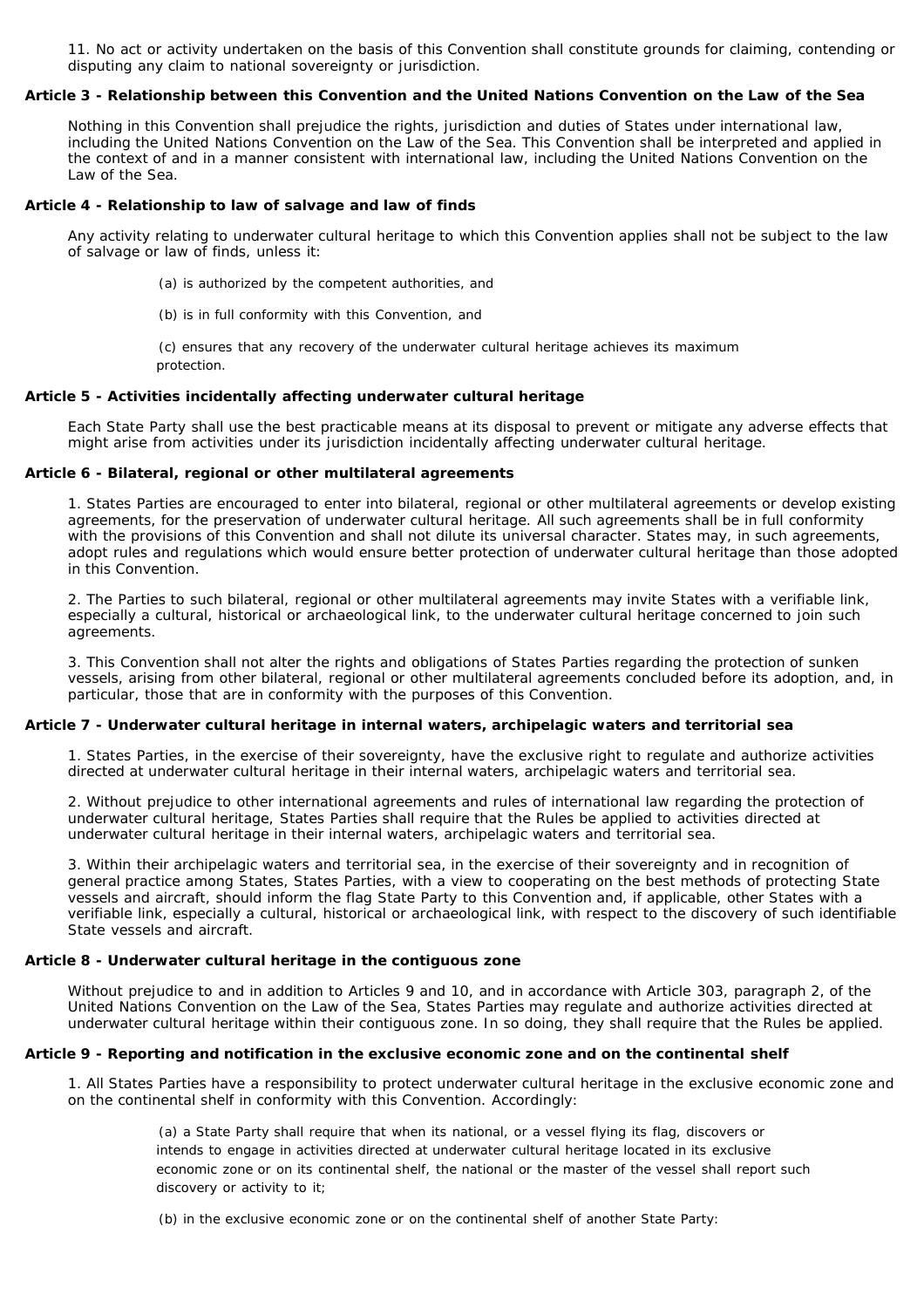11. No act or activity undertaken on the basis of this Convention shall constitute grounds for claiming, contending or disputing any claim to national sovereignty or jurisdiction.

**Article 3 - Relationship between this Convention and the United Nations Convention on the Law of the Sea**

Nothing in this Convention shall prejudice the rights, jurisdiction and duties of States under international law, including the United Nations Convention on the Law of the Sea. This Convention shall be interpreted and applied in the context of and in a manner consistent with international law, including the United Nations Convention on the Law of the Sea.

**Article 4 - Relationship to law of salvage and law of finds**

Any activity relating to underwater cultural heritage to which this Convention applies shall not be subject to the law of salvage or law of finds, unless it:

(a) is authorized by the competent authorities, and

(b) is in full conformity with this Convention, and

(c) ensures that any recovery of the underwater cultural heritage achieves its maximum protection.

**Article 5 - Activities incidentally affecting underwater cultural heritage**

Each State Party shall use the best practicable means at its disposal to prevent or mitigate any adverse effects that might arise from activities under its jurisdiction incidentally affecting underwater cultural heritage.

**Article 6 - Bilateral, regional or other multilateral agreements**

1. States Parties are encouraged to enter into bilateral, regional or other multilateral agreements or develop existing agreements, for the preservation of underwater cultural heritage. All such agreements shall be in full conformity with the provisions of this Convention and shall not dilute its universal character. States may, in such agreements, adopt rules and regulations which would ensure better protection of underwater cultural heritage than those adopted in this Convention.

2. The Parties to such bilateral, regional or other multilateral agreements may invite States with a verifiable link, especially a cultural, historical or archaeological link, to the underwater cultural heritage concerned to join such agreements.

3. This Convention shall not alter the rights and obligations of States Parties regarding the protection of sunken vessels, arising from other bilateral, regional or other multilateral agreements concluded before its adoption, and, in particular, those that are in conformity with the purposes of this Convention.

**Article 7 - Underwater cultural heritage in internal waters, archipelagic waters and territorial sea**

1. States Parties, in the exercise of their sovereignty, have the exclusive right to regulate and authorize activities directed at underwater cultural heritage in their internal waters, archipelagic waters and territorial sea.

2. Without prejudice to other international agreements and rules of international law regarding the protection of underwater cultural heritage, States Parties shall require that the Rules be applied to activities directed at underwater cultural heritage in their internal waters, archipelagic waters and territorial sea.

3. Within their archipelagic waters and territorial sea, in the exercise of their sovereignty and in recognition of general practice among States, States Parties, with a view to cooperating on the best methods of protecting State vessels and aircraft, should inform the flag State Party to this Convention and, if applicable, other States with a verifiable link, especially a cultural, historical or archaeological link, with respect to the discovery of such identifiable State vessels and aircraft.

**Article 8 - Underwater cultural heritage in the contiguous zone**

Without prejudice to and in addition to Articles 9 and 10, and in accordance with Article 303, paragraph 2, of the United Nations Convention on the Law of the Sea, States Parties may regulate and authorize activities directed at underwater cultural heritage within their contiguous zone. In so doing, they shall require that the Rules be applied.

**Article 9 - Reporting and notification in the exclusive economic zone and on the continental shelf**

1. All States Parties have a responsibility to protect underwater cultural heritage in the exclusive economic zone and on the continental shelf in conformity with this Convention. Accordingly:

(a) a State Party shall require that when its national, or a vessel flying its flag, discovers or intends to engage in activities directed at underwater cultural heritage located in its exclusive economic zone or on its continental shelf, the national or the master of the vessel shall report such discovery or activity to it;

(b) in the exclusive economic zone or on the continental shelf of another State Party: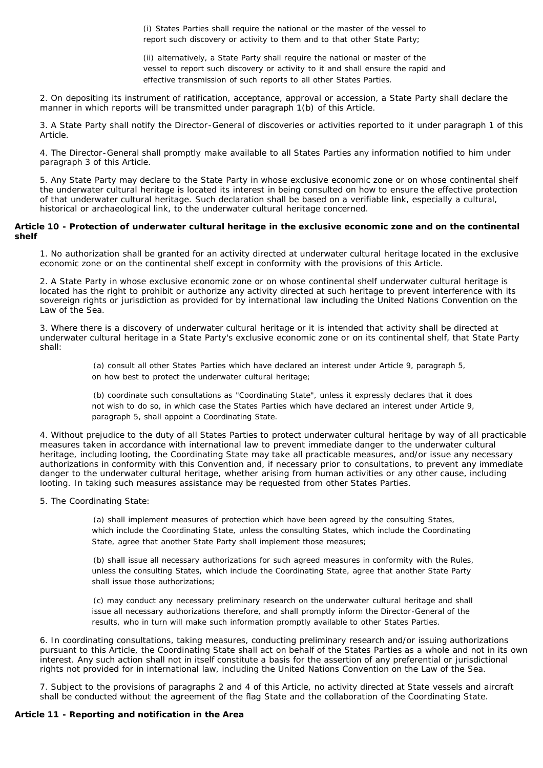(i) States Parties shall require the national or the master of the vessel to report such discovery or activity to them and to that other State Party;

(ii) alternatively, a State Party shall require the national or master of the vessel to report such discovery or activity to it and shall ensure the rapid and effective transmission of such reports to all other States Parties.

2. On depositing its instrument of ratification, acceptance, approval or accession, a State Party shall declare the manner in which reports will be transmitted under paragraph 1(b) of this Article.

3. A State Party shall notify the Director-General of discoveries or activities reported to it under paragraph 1 of this Article.

4. The Director-General shall promptly make available to all States Parties any information notified to him under paragraph 3 of this Article.

5. Any State Party may declare to the State Party in whose exclusive economic zone or on whose continental shelf the underwater cultural heritage is located its interest in being consulted on how to ensure the effective protection of that underwater cultural heritage. Such declaration shall be based on a verifiable link, especially a cultural, historical or archaeological link, to the underwater cultural heritage concerned.

**Article 10 - Protection of underwater cultural heritage in the exclusive economic zone and on the continental shelf**

1. No authorization shall be granted for an activity directed at underwater cultural heritage located in the exclusive economic zone or on the continental shelf except in conformity with the provisions of this Article.

2. A State Party in whose exclusive economic zone or on whose continental shelf underwater cultural heritage is located has the right to prohibit or authorize any activity directed at such heritage to prevent interference with its sovereign rights or jurisdiction as provided for by international law including the United Nations Convention on the Law of the Sea.

3. Where there is a discovery of underwater cultural heritage or it is intended that activity shall be directed at underwater cultural heritage in a State Party's exclusive economic zone or on its continental shelf, that State Party shall:

(a) consult all other States Parties which have declared an interest under Article 9, paragraph 5, on how best to protect the underwater cultural heritage;

(b) coordinate such consultations as "Coordinating State", unless it expressly declares that it does not wish to do so, in which case the States Parties which have declared an interest under Article 9, paragraph 5, shall appoint a Coordinating State.

4. Without prejudice to the duty of all States Parties to protect underwater cultural heritage by way of all practicable measures taken in accordance with international law to prevent immediate danger to the underwater cultural heritage, including looting, the Coordinating State may take all practicable measures, and/or issue any necessary authorizations in conformity with this Convention and, if necessary prior to consultations, to prevent any immediate danger to the underwater cultural heritage, whether arising from human activities or any other cause, including looting. In taking such measures assistance may be requested from other States Parties.

5. The Coordinating State:

(a) shall implement measures of protection which have been agreed by the consulting States, which include the Coordinating State, unless the consulting States, which include the Coordinating State, agree that another State Party shall implement those measures;

(b) shall issue all necessary authorizations for such agreed measures in conformity with the Rules, unless the consulting States, which include the Coordinating State, agree that another State Party shall issue those authorizations;

(c) may conduct any necessary preliminary research on the underwater cultural heritage and shall issue all necessary authorizations therefore, and shall promptly inform the Director-General of the results, who in turn will make such information promptly available to other States Parties.

6. In coordinating consultations, taking measures, conducting preliminary research and/or issuing authorizations pursuant to this Article, the Coordinating State shall act on behalf of the States Parties as a whole and not in its own interest. Any such action shall not in itself constitute a basis for the assertion of any preferential or jurisdictional rights not provided for in international law, including the United Nations Convention on the Law of the Sea.

7. Subject to the provisions of paragraphs 2 and 4 of this Article, no activity directed at State vessels and aircraft shall be conducted without the agreement of the flag State and the collaboration of the Coordinating State.

**Article 11 - Reporting and notification in the Area**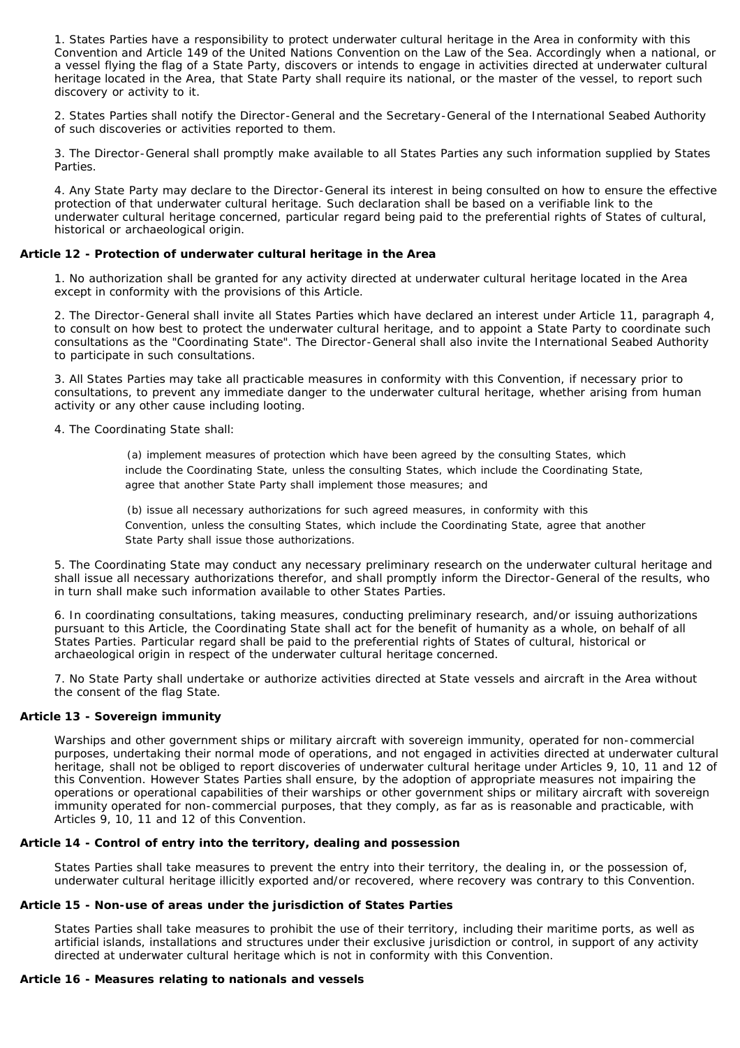1. States Parties have a responsibility to protect underwater cultural heritage in the Area in conformity with this Convention and Article 149 of the United Nations Convention on the Law of the Sea. Accordingly when a national, or a vessel flying the flag of a State Party, discovers or intends to engage in activities directed at underwater cultural heritage located in the Area, that State Party shall require its national, or the master of the vessel, to report such discovery or activity to it.

2. States Parties shall notify the Director-General and the Secretary-General of the International Seabed Authority of such discoveries or activities reported to them.

3. The Director-General shall promptly make available to all States Parties any such information supplied by States Parties.

4. Any State Party may declare to the Director-General its interest in being consulted on how to ensure the effective protection of that underwater cultural heritage. Such declaration shall be based on a verifiable link to the underwater cultural heritage concerned, particular regard being paid to the preferential rights of States of cultural, historical or archaeological origin.

### Article 12 - Protection of underwater cultural heritage in the Area

1. No authorization shall be granted for any activity directed at underwater cultural heritage located in the Area except in conformity with the provisions of this Article.

2. The Director-General shall invite all States Parties which have declared an interest under Article 11, paragraph 4, to consult on how best to protect the underwater cultural heritage, and to appoint a State Party to coordinate such consultations as the "Coordinating State". The Director-General shall also invite the International Seabed Authority to participate in such consultations.

3. All States Parties may take all practicable measures in conformity with this Convention, if necessary prior to consultations, to prevent any immediate danger to the underwater cultural heritage, whether arising from human activity or any other cause including looting.

4. The Coordinating State shall:

> (a) implement measures of protection which have been agreed by the consulting States, which include the Coordinating State, unless the consulting States, which include the Coordinating State, agree that another State Party shall implement those measures; and
>
> (b) issue all necessary authorizations for such agreed measures, in conformity with this Convention, unless the consulting States, which include the Coordinating State, agree that another State Party shall issue those authorizations.

5. The Coordinating State may conduct any necessary preliminary research on the underwater cultural heritage and shall issue all necessary authorizations therefor, and shall promptly inform the Director-General of the results, who in turn shall make such information available to other States Parties.

6. In coordinating consultations, taking measures, conducting preliminary research, and/or issuing authorizations pursuant to this Article, the Coordinating State shall act for the benefit of humanity as a whole, on behalf of all States Parties. Particular regard shall be paid to the preferential rights of States of cultural, historical or archaeological origin in respect of the underwater cultural heritage concerned.

7. No State Party shall undertake or authorize activities directed at State vessels and aircraft in the Area without the consent of the flag State.

### Article 13 - Sovereign immunity

Warships and other government ships or military aircraft with sovereign immunity, operated for non-commercial purposes, undertaking their normal mode of operations, and not engaged in activities directed at underwater cultural heritage, shall not be obliged to report discoveries of underwater cultural heritage under Articles 9, 10, 11 and 12 of this Convention. However States Parties shall ensure, by the adoption of appropriate measures not impairing the operations or operational capabilities of their warships or other government ships or military aircraft with sovereign immunity operated for non-commercial purposes, that they comply, as far as is reasonable and practicable, with Articles 9, 10, 11 and 12 of this Convention.

### Article 14 - Control of entry into the territory, dealing and possession

States Parties shall take measures to prevent the entry into their territory, the dealing in, or the possession of, underwater cultural heritage illicitly exported and/or recovered, where recovery was contrary to this Convention.

### Article 15 - Non-use of areas under the jurisdiction of States Parties

States Parties shall take measures to prohibit the use of their territory, including their maritime ports, as well as artificial islands, installations and structures under their exclusive jurisdiction or control, in support of any activity directed at underwater cultural heritage which is not in conformity with this Convention.

### Article 16 - Measures relating to nationals and vessels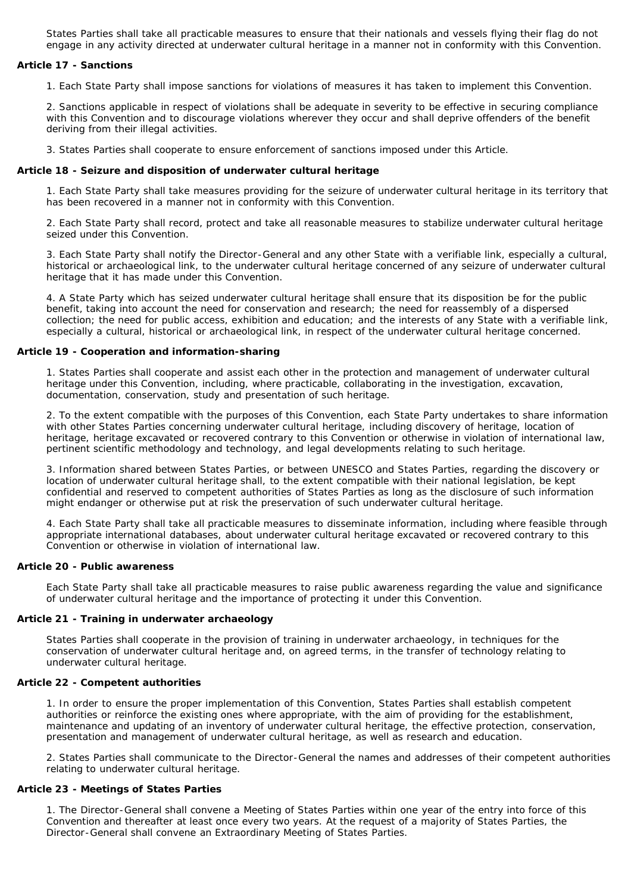States Parties shall take all practicable measures to ensure that their nationals and vessels flying their flag do not engage in any activity directed at underwater cultural heritage in a manner not in conformity with this Convention.

**Article 17 - Sanctions**

1. Each State Party shall impose sanctions for violations of measures it has taken to implement this Convention.

2. Sanctions applicable in respect of violations shall be adequate in severity to be effective in securing compliance with this Convention and to discourage violations wherever they occur and shall deprive offenders of the benefit deriving from their illegal activities.

3. States Parties shall cooperate to ensure enforcement of sanctions imposed under this Article.

**Article 18 - Seizure and disposition of underwater cultural heritage**

1. Each State Party shall take measures providing for the seizure of underwater cultural heritage in its territory that has been recovered in a manner not in conformity with this Convention.

2. Each State Party shall record, protect and take all reasonable measures to stabilize underwater cultural heritage seized under this Convention.

3. Each State Party shall notify the Director-General and any other State with a verifiable link, especially a cultural, historical or archaeological link, to the underwater cultural heritage concerned of any seizure of underwater cultural heritage that it has made under this Convention.

4. A State Party which has seized underwater cultural heritage shall ensure that its disposition be for the public benefit, taking into account the need for conservation and research; the need for reassembly of a dispersed collection; the need for public access, exhibition and education; and the interests of any State with a verifiable link, especially a cultural, historical or archaeological link, in respect of the underwater cultural heritage concerned.

**Article 19 - Cooperation and information-sharing**

1. States Parties shall cooperate and assist each other in the protection and management of underwater cultural heritage under this Convention, including, where practicable, collaborating in the investigation, excavation, documentation, conservation, study and presentation of such heritage.

2. To the extent compatible with the purposes of this Convention, each State Party undertakes to share information with other States Parties concerning underwater cultural heritage, including discovery of heritage, location of heritage, heritage excavated or recovered contrary to this Convention or otherwise in violation of international law, pertinent scientific methodology and technology, and legal developments relating to such heritage.

3. Information shared between States Parties, or between UNESCO and States Parties, regarding the discovery or location of underwater cultural heritage shall, to the extent compatible with their national legislation, be kept confidential and reserved to competent authorities of States Parties as long as the disclosure of such information might endanger or otherwise put at risk the preservation of such underwater cultural heritage.

4. Each State Party shall take all practicable measures to disseminate information, including where feasible through appropriate international databases, about underwater cultural heritage excavated or recovered contrary to this Convention or otherwise in violation of international law.

**Article 20 - Public awareness**

Each State Party shall take all practicable measures to raise public awareness regarding the value and significance of underwater cultural heritage and the importance of protecting it under this Convention.

**Article 21 - Training in underwater archaeology**

States Parties shall cooperate in the provision of training in underwater archaeology, in techniques for the conservation of underwater cultural heritage and, on agreed terms, in the transfer of technology relating to underwater cultural heritage.

**Article 22 - Competent authorities**

1. In order to ensure the proper implementation of this Convention, States Parties shall establish competent authorities or reinforce the existing ones where appropriate, with the aim of providing for the establishment, maintenance and updating of an inventory of underwater cultural heritage, the effective protection, conservation, presentation and management of underwater cultural heritage, as well as research and education.

2. States Parties shall communicate to the Director-General the names and addresses of their competent authorities relating to underwater cultural heritage.

**Article 23 - Meetings of States Parties**

1. The Director-General shall convene a Meeting of States Parties within one year of the entry into force of this Convention and thereafter at least once every two years. At the request of a majority of States Parties, the Director-General shall convene an Extraordinary Meeting of States Parties.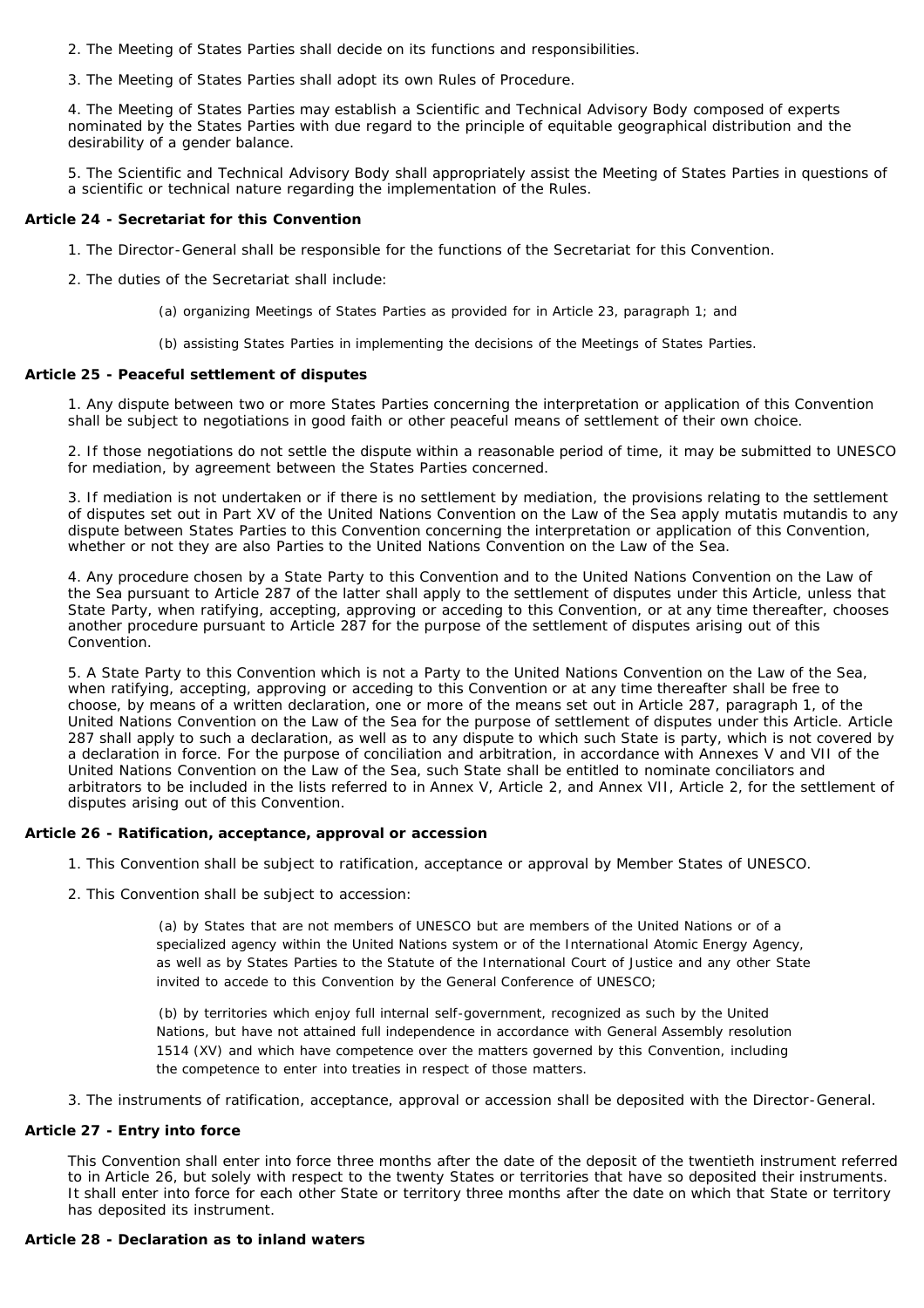2. The Meeting of States Parties shall decide on its functions and responsibilities.

3. The Meeting of States Parties shall adopt its own Rules of Procedure.

4. The Meeting of States Parties may establish a Scientific and Technical Advisory Body composed of experts nominated by the States Parties with due regard to the principle of equitable geographical distribution and the desirability of a gender balance.

5. The Scientific and Technical Advisory Body shall appropriately assist the Meeting of States Parties in questions of a scientific or technical nature regarding the implementation of the Rules.

**Article 24 - Secretariat for this Convention**

1. The Director-General shall be responsible for the functions of the Secretariat for this Convention.

2. The duties of the Secretariat shall include:

(a) organizing Meetings of States Parties as provided for in Article 23, paragraph 1; and

(b) assisting States Parties in implementing the decisions of the Meetings of States Parties.

**Article 25 - Peaceful settlement of disputes**

1. Any dispute between two or more States Parties concerning the interpretation or application of this Convention shall be subject to negotiations in good faith or other peaceful means of settlement of their own choice.

2. If those negotiations do not settle the dispute within a reasonable period of time, it may be submitted to UNESCO for mediation, by agreement between the States Parties concerned.

3. If mediation is not undertaken or if there is no settlement by mediation, the provisions relating to the settlement of disputes set out in Part XV of the United Nations Convention on the Law of the Sea apply mutatis mutandis to any dispute between States Parties to this Convention concerning the interpretation or application of this Convention, whether or not they are also Parties to the United Nations Convention on the Law of the Sea.

4. Any procedure chosen by a State Party to this Convention and to the United Nations Convention on the Law of the Sea pursuant to Article 287 of the latter shall apply to the settlement of disputes under this Article, unless that State Party, when ratifying, accepting, approving or acceding to this Convention, or at any time thereafter, chooses another procedure pursuant to Article 287 for the purpose of the settlement of disputes arising out of this Convention.

5. A State Party to this Convention which is not a Party to the United Nations Convention on the Law of the Sea, when ratifying, accepting, approving or acceding to this Convention or at any time thereafter shall be free to choose, by means of a written declaration, one or more of the means set out in Article 287, paragraph 1, of the United Nations Convention on the Law of the Sea for the purpose of settlement of disputes under this Article. Article 287 shall apply to such a declaration, as well as to any dispute to which such State is party, which is not covered by a declaration in force. For the purpose of conciliation and arbitration, in accordance with Annexes V and VII of the United Nations Convention on the Law of the Sea, such State shall be entitled to nominate conciliators and arbitrators to be included in the lists referred to in Annex V, Article 2, and Annex VII, Article 2, for the settlement of disputes arising out of this Convention.

**Article 26 - Ratification, acceptance, approval or accession**

1. This Convention shall be subject to ratification, acceptance or approval by Member States of UNESCO.

2. This Convention shall be subject to accession:

(a) by States that are not members of UNESCO but are members of the United Nations or of a specialized agency within the United Nations system or of the International Atomic Energy Agency, as well as by States Parties to the Statute of the International Court of Justice and any other State invited to accede to this Convention by the General Conference of UNESCO;

(b) by territories which enjoy full internal self-government, recognized as such by the United Nations, but have not attained full independence in accordance with General Assembly resolution 1514 (XV) and which have competence over the matters governed by this Convention, including the competence to enter into treaties in respect of those matters.

3. The instruments of ratification, acceptance, approval or accession shall be deposited with the Director-General.

**Article 27 - Entry into force**

This Convention shall enter into force three months after the date of the deposit of the twentieth instrument referred to in Article 26, but solely with respect to the twenty States or territories that have so deposited their instruments. It shall enter into force for each other State or territory three months after the date on which that State or territory has deposited its instrument.

**Article 28 - Declaration as to inland waters**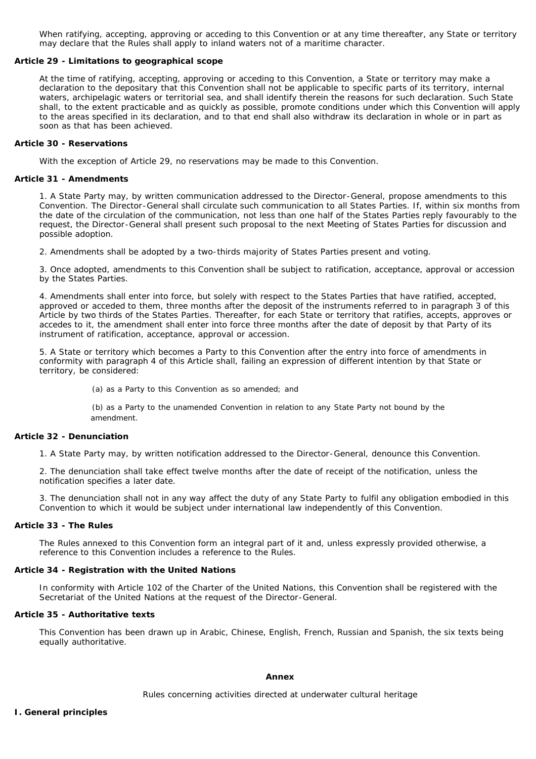When ratifying, accepting, approving or acceding to this Convention or at any time thereafter, any State or territory may declare that the Rules shall apply to inland waters not of a maritime character.

**Article 29 - Limitations to geographical scope**

At the time of ratifying, accepting, approving or acceding to this Convention, a State or territory may make a declaration to the depositary that this Convention shall not be applicable to specific parts of its territory, internal waters, archipelagic waters or territorial sea, and shall identify therein the reasons for such declaration. Such State shall, to the extent practicable and as quickly as possible, promote conditions under which this Convention will apply to the areas specified in its declaration, and to that end shall also withdraw its declaration in whole or in part as soon as that has been achieved.

**Article 30 - Reservations**

With the exception of Article 29, no reservations may be made to this Convention.

**Article 31 - Amendments**

1. A State Party may, by written communication addressed to the Director-General, propose amendments to this Convention. The Director-General shall circulate such communication to all States Parties. If, within six months from the date of the circulation of the communication, not less than one half of the States Parties reply favourably to the request, the Director-General shall present such proposal to the next Meeting of States Parties for discussion and possible adoption.

2. Amendments shall be adopted by a two-thirds majority of States Parties present and voting.

3. Once adopted, amendments to this Convention shall be subject to ratification, acceptance, approval or accession by the States Parties.

4. Amendments shall enter into force, but solely with respect to the States Parties that have ratified, accepted, approved or acceded to them, three months after the deposit of the instruments referred to in paragraph 3 of this Article by two thirds of the States Parties. Thereafter, for each State or territory that ratifies, accepts, approves or accedes to it, the amendment shall enter into force three months after the date of deposit by that Party of its instrument of ratification, acceptance, approval or accession.

5. A State or territory which becomes a Party to this Convention after the entry into force of amendments in conformity with paragraph 4 of this Article shall, failing an expression of different intention by that State or territory, be considered:

(a) as a Party to this Convention as so amended; and

(b) as a Party to the unamended Convention in relation to any State Party not bound by the amendment.

**Article 32 - Denunciation**

1. A State Party may, by written notification addressed to the Director-General, denounce this Convention.

2. The denunciation shall take effect twelve months after the date of receipt of the notification, unless the notification specifies a later date.

3. The denunciation shall not in any way affect the duty of any State Party to fulfil any obligation embodied in this Convention to which it would be subject under international law independently of this Convention.

**Article 33 - The Rules**

The Rules annexed to this Convention form an integral part of it and, unless expressly provided otherwise, a reference to this Convention includes a reference to the Rules.

**Article 34 - Registration with the United Nations**

In conformity with Article 102 of the Charter of the United Nations, this Convention shall be registered with the Secretariat of the United Nations at the request of the Director-General.

**Article 35 - Authoritative texts**

This Convention has been drawn up in Arabic, Chinese, English, French, Russian and Spanish, the six texts being equally authoritative.

**Annex**

Rules concerning activities directed at underwater cultural heritage

**I. General principles**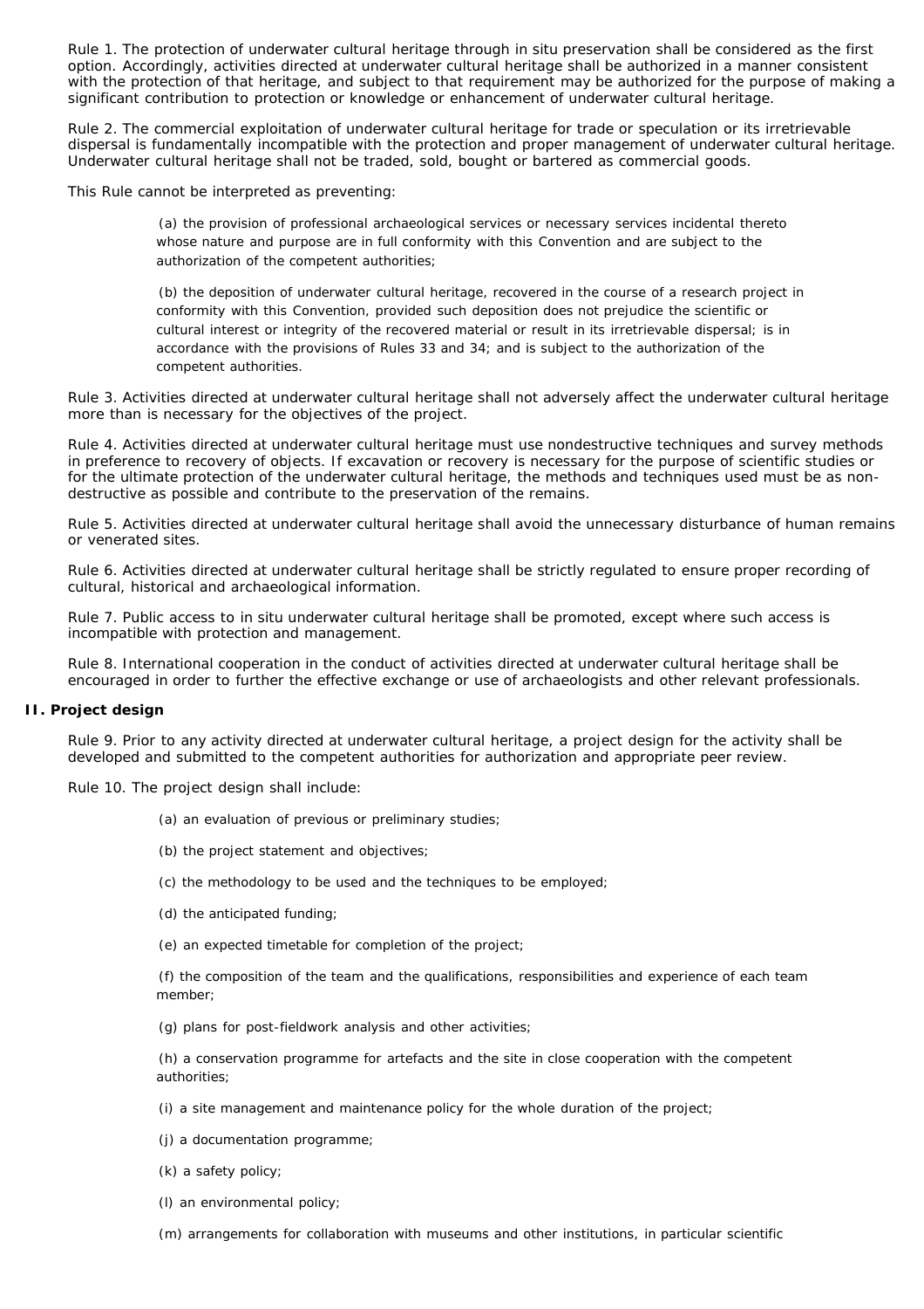Rule 1. The protection of underwater cultural heritage through in situ preservation shall be considered as the first option. Accordingly, activities directed at underwater cultural heritage shall be authorized in a manner consistent with the protection of that heritage, and subject to that requirement may be authorized for the purpose of making a significant contribution to protection or knowledge or enhancement of underwater cultural heritage.

Rule 2. The commercial exploitation of underwater cultural heritage for trade or speculation or its irretrievable dispersal is fundamentally incompatible with the protection and proper management of underwater cultural heritage. Underwater cultural heritage shall not be traded, sold, bought or bartered as commercial goods.

This Rule cannot be interpreted as preventing:

> (a) the provision of professional archaeological services or necessary services incidental thereto whose nature and purpose are in full conformity with this Convention and are subject to the authorization of the competent authorities;
>
> (b) the deposition of underwater cultural heritage, recovered in the course of a research project in conformity with this Convention, provided such deposition does not prejudice the scientific or cultural interest or integrity of the recovered material or result in its irretrievable dispersal; is in accordance with the provisions of Rules 33 and 34; and is subject to the authorization of the competent authorities.

Rule 3. Activities directed at underwater cultural heritage shall not adversely affect the underwater cultural heritage more than is necessary for the objectives of the project.

Rule 4. Activities directed at underwater cultural heritage must use nondestructive techniques and survey methods in preference to recovery of objects. If excavation or recovery is necessary for the purpose of scientific studies or for the ultimate protection of the underwater cultural heritage, the methods and techniques used must be as non-destructive as possible and contribute to the preservation of the remains.

Rule 5. Activities directed at underwater cultural heritage shall avoid the unnecessary disturbance of human remains or venerated sites.

Rule 6. Activities directed at underwater cultural heritage shall be strictly regulated to ensure proper recording of cultural, historical and archaeological information.

Rule 7. Public access to in situ underwater cultural heritage shall be promoted, except where such access is incompatible with protection and management.

Rule 8. International cooperation in the conduct of activities directed at underwater cultural heritage shall be encouraged in order to further the effective exchange or use of archaeologists and other relevant professionals.

## II. Project design

Rule 9. Prior to any activity directed at underwater cultural heritage, a project design for the activity shall be developed and submitted to the competent authorities for authorization and appropriate peer review.

Rule 10. The project design shall include:

> (a) an evaluation of previous or preliminary studies;
>
> (b) the project statement and objectives;
>
> (c) the methodology to be used and the techniques to be employed;
>
> (d) the anticipated funding;
>
> (e) an expected timetable for completion of the project;
>
> (f) the composition of the team and the qualifications, responsibilities and experience of each team member;
>
> (g) plans for post-fieldwork analysis and other activities;
>
> (h) a conservation programme for artefacts and the site in close cooperation with the competent authorities;
>
> (i) a site management and maintenance policy for the whole duration of the project;
>
> (j) a documentation programme;
>
> (k) a safety policy;
>
> (l) an environmental policy;
>
> (m) arrangements for collaboration with museums and other institutions, in particular scientific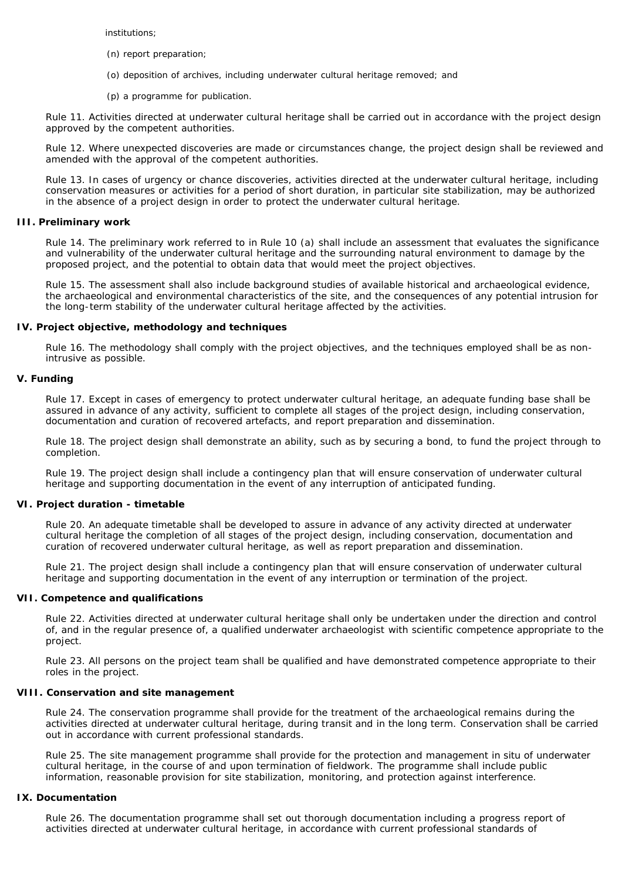institutions;

(n) report preparation;

(o) deposition of archives, including underwater cultural heritage removed; and

(p) a programme for publication.

Rule 11. Activities directed at underwater cultural heritage shall be carried out in accordance with the project design approved by the competent authorities.

Rule 12. Where unexpected discoveries are made or circumstances change, the project design shall be reviewed and amended with the approval of the competent authorities.

Rule 13. In cases of urgency or chance discoveries, activities directed at the underwater cultural heritage, including conservation measures or activities for a period of short duration, in particular site stabilization, may be authorized in the absence of a project design in order to protect the underwater cultural heritage.

**III. Preliminary work**

Rule 14. The preliminary work referred to in Rule 10 (a) shall include an assessment that evaluates the significance and vulnerability of the underwater cultural heritage and the surrounding natural environment to damage by the proposed project, and the potential to obtain data that would meet the project objectives.

Rule 15. The assessment shall also include background studies of available historical and archaeological evidence, the archaeological and environmental characteristics of the site, and the consequences of any potential intrusion for the long-term stability of the underwater cultural heritage affected by the activities.

**IV. Project objective, methodology and techniques**

Rule 16. The methodology shall comply with the project objectives, and the techniques employed shall be as non-intrusive as possible.

**V. Funding**

Rule 17. Except in cases of emergency to protect underwater cultural heritage, an adequate funding base shall be assured in advance of any activity, sufficient to complete all stages of the project design, including conservation, documentation and curation of recovered artefacts, and report preparation and dissemination.

Rule 18. The project design shall demonstrate an ability, such as by securing a bond, to fund the project through to completion.

Rule 19. The project design shall include a contingency plan that will ensure conservation of underwater cultural heritage and supporting documentation in the event of any interruption of anticipated funding.

**VI. Project duration - timetable**

Rule 20. An adequate timetable shall be developed to assure in advance of any activity directed at underwater cultural heritage the completion of all stages of the project design, including conservation, documentation and curation of recovered underwater cultural heritage, as well as report preparation and dissemination.

Rule 21. The project design shall include a contingency plan that will ensure conservation of underwater cultural heritage and supporting documentation in the event of any interruption or termination of the project.

**VII. Competence and qualifications**

Rule 22. Activities directed at underwater cultural heritage shall only be undertaken under the direction and control of, and in the regular presence of, a qualified underwater archaeologist with scientific competence appropriate to the project.

Rule 23. All persons on the project team shall be qualified and have demonstrated competence appropriate to their roles in the project.

**VIII. Conservation and site management**

Rule 24. The conservation programme shall provide for the treatment of the archaeological remains during the activities directed at underwater cultural heritage, during transit and in the long term. Conservation shall be carried out in accordance with current professional standards.

Rule 25. The site management programme shall provide for the protection and management in situ of underwater cultural heritage, in the course of and upon termination of fieldwork. The programme shall include public information, reasonable provision for site stabilization, monitoring, and protection against interference.

**IX. Documentation**

Rule 26. The documentation programme shall set out thorough documentation including a progress report of activities directed at underwater cultural heritage, in accordance with current professional standards of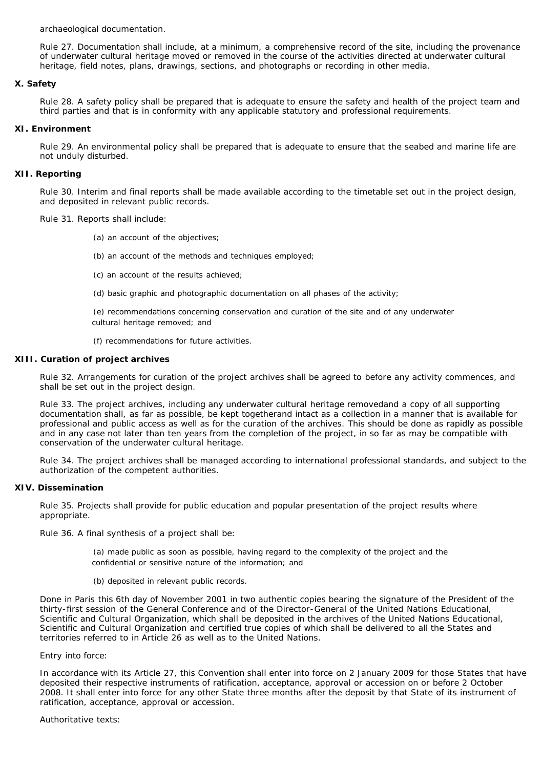archaeological documentation.

Rule 27. Documentation shall include, at a minimum, a comprehensive record of the site, including the provenance of underwater cultural heritage moved or removed in the course of the activities directed at underwater cultural heritage, field notes, plans, drawings, sections, and photographs or recording in other media.

**X. Safety**

Rule 28. A safety policy shall be prepared that is adequate to ensure the safety and health of the project team and third parties and that is in conformity with any applicable statutory and professional requirements.

**XI. Environment**

Rule 29. An environmental policy shall be prepared that is adequate to ensure that the seabed and marine life are not unduly disturbed.

**XII. Reporting**

Rule 30. Interim and final reports shall be made available according to the timetable set out in the project design, and deposited in relevant public records.

Rule 31. Reports shall include:

(a) an account of the objectives;

(b) an account of the methods and techniques employed;

(c) an account of the results achieved;

(d) basic graphic and photographic documentation on all phases of the activity;

(e) recommendations concerning conservation and curation of the site and of any underwater cultural heritage removed; and

(f) recommendations for future activities.

**XIII. Curation of project archives**

Rule 32. Arrangements for curation of the project archives shall be agreed to before any activity commences, and shall be set out in the project design.

Rule 33. The project archives, including any underwater cultural heritage removedand a copy of all supporting documentation shall, as far as possible, be kept togetherand intact as a collection in a manner that is available for professional and public access as well as for the curation of the archives. This should be done as rapidly as possible and in any case not later than ten years from the completion of the project, in so far as may be compatible with conservation of the underwater cultural heritage.

Rule 34. The project archives shall be managed according to international professional standards, and subject to the authorization of the competent authorities.

**XIV. Dissemination**

Rule 35. Projects shall provide for public education and popular presentation of the project results where appropriate.

Rule 36. A final synthesis of a project shall be:

(a) made public as soon as possible, having regard to the complexity of the project and the confidential or sensitive nature of the information; and

(b) deposited in relevant public records.

Done in Paris this 6th day of November 2001 in two authentic copies bearing the signature of the President of the thirty-first session of the General Conference and of the Director-General of the United Nations Educational, Scientific and Cultural Organization, which shall be deposited in the archives of the United Nations Educational, Scientific and Cultural Organization and certified true copies of which shall be delivered to all the States and territories referred to in Article 26 as well as to the United Nations.

Entry into force:

In accordance with its Article 27, this Convention shall enter into force on 2 January 2009 for those States that have deposited their respective instruments of ratification, acceptance, approval or accession on or before 2 October 2008. It shall enter into force for any other State three months after the deposit by that State of its instrument of ratification, acceptance, approval or accession.

Authoritative texts: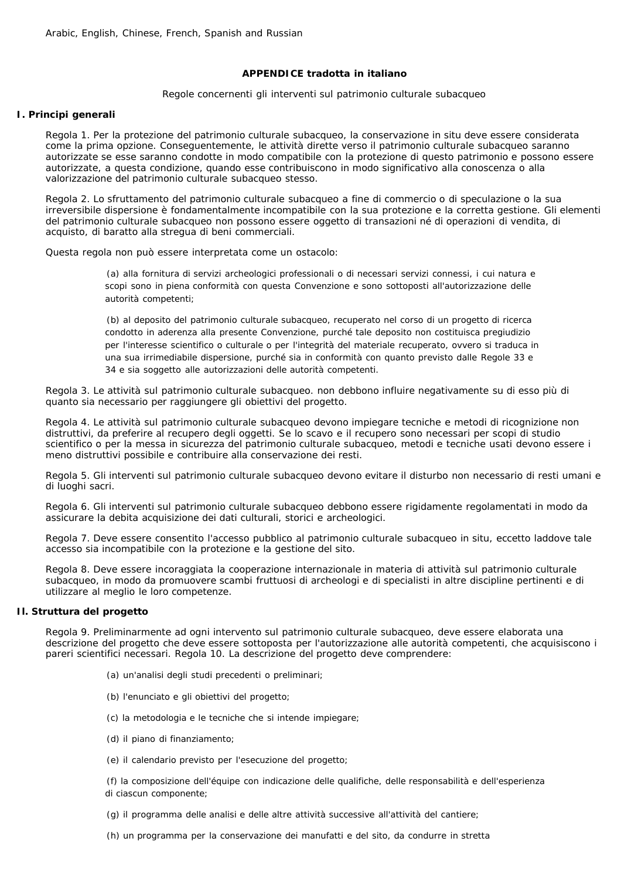Arabic, English, Chinese, French, Spanish and Russian

**APPENDICE tradotta in italiano**

Regole concernenti gli interventi sul patrimonio culturale subacqueo

## I. Principi generali

Regola 1. Per la protezione del patrimonio culturale subacqueo, la conservazione in situ deve essere considerata come la prima opzione. Conseguentemente, le attività dirette verso il patrimonio culturale subacqueo saranno autorizzate se esse saranno condotte in modo compatibile con la protezione di questo patrimonio e possono essere autorizzate, a questa condizione, quando esse contribuiscono in modo significativo alla conoscenza o alla valorizzazione del patrimonio culturale subacqueo stesso.

Regola 2. Lo sfruttamento del patrimonio culturale subacqueo a fine di commercio o di speculazione o la sua irreversibile dispersione è fondamentalmente incompatibile con la sua protezione e la corretta gestione. Gli elementi del patrimonio culturale subacqueo non possono essere oggetto di transazioni né di operazioni di vendita, di acquisto, di baratto alla stregua di beni commerciali.

Questa regola non può essere interpretata come un ostacolo:

(a) alla fornitura di servizi archeologici professionali o di necessari servizi connessi, i cui natura e scopi sono in piena conformità con questa Convenzione e sono sottoposti all'autorizzazione delle autorità competenti;

(b) al deposito del patrimonio culturale subacqueo, recuperato nel corso di un progetto di ricerca condotto in aderenza alla presente Convenzione, purché tale deposito non costituisca pregiudizio per l'interesse scientifico o culturale o per l'integrità del materiale recuperato, ovvero si traduca in una sua irrimediabile dispersione, purché sia in conformità con quanto previsto dalle Regole 33 e 34 e sia soggetto alle autorizzazioni delle autorità competenti.

Regola 3. Le attività sul patrimonio culturale subacqueo. non debbono influire negativamente su di esso più di quanto sia necessario per raggiungere gli obiettivi del progetto.

Regola 4. Le attività sul patrimonio culturale subacqueo devono impiegare tecniche e metodi di ricognizione non distruttivi, da preferire al recupero degli oggetti. Se lo scavo e il recupero sono necessari per scopi di studio scientifico o per la messa in sicurezza del patrimonio culturale subacqueo, metodi e tecniche usati devono essere i meno distruttivi possibile e contribuire alla conservazione dei resti.

Regola 5. Gli interventi sul patrimonio culturale subacqueo devono evitare il disturbo non necessario di resti umani e di luoghi sacri.

Regola 6. Gli interventi sul patrimonio culturale subacqueo debbono essere rigidamente regolamentati in modo da assicurare la debita acquisizione dei dati culturali, storici e archeologici.

Regola 7. Deve essere consentito l'accesso pubblico al patrimonio culturale subacqueo in situ, eccetto laddove tale accesso sia incompatibile con la protezione e la gestione del sito.

Regola 8. Deve essere incoraggiata la cooperazione internazionale in materia di attività sul patrimonio culturale subacqueo, in modo da promuovere scambi fruttuosi di archeologi e di specialisti in altre discipline pertinenti e di utilizzare al meglio le loro competenze.

## II. Struttura del progetto

Regola 9. Preliminarmente ad ogni intervento sul patrimonio culturale subacqueo, deve essere elaborata una descrizione del progetto che deve essere sottoposta per l'autorizzazione alle autorità competenti, che acquisiscono i pareri scientifici necessari. Regola 10. La descrizione del progetto deve comprendere:

(a) un'analisi degli studi precedenti o preliminari;

(b) l'enunciato e gli obiettivi del progetto;

(c) la metodologia e le tecniche che si intende impiegare;

(d) il piano di finanziamento;

(e) il calendario previsto per l'esecuzione del progetto;

(f) la composizione dell'équipe con indicazione delle qualifiche, delle responsabilità e dell'esperienza di ciascun componente;

(g) il programma delle analisi e delle altre attività successive all'attività del cantiere;

(h) un programma per la conservazione dei manufatti e del sito, da condurre in stretta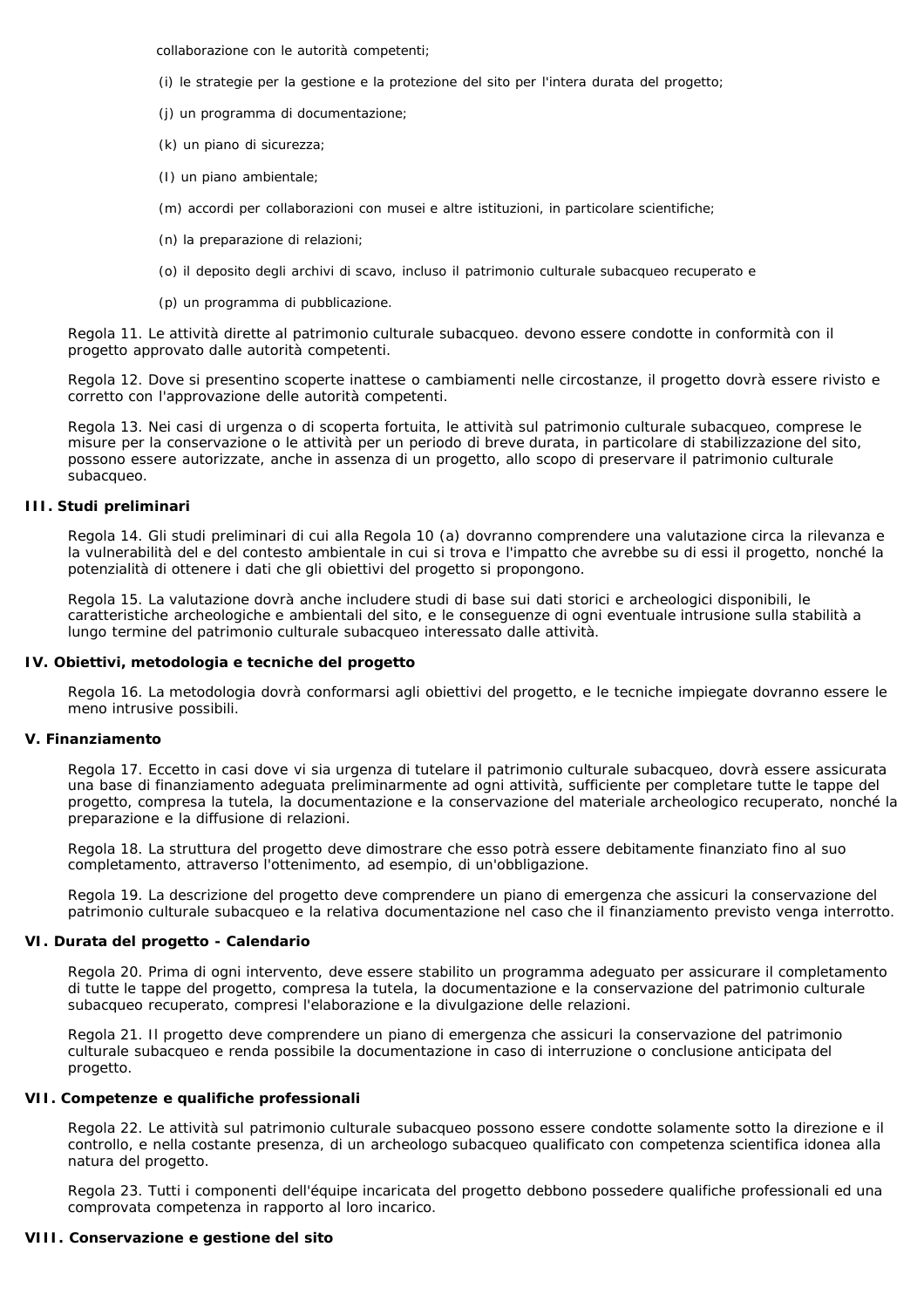collaborazione con le autorità competenti;

(i) le strategie per la gestione e la protezione del sito per l'intera durata del progetto;

(j) un programma di documentazione;

(k) un piano di sicurezza;

(l) un piano ambientale;

(m) accordi per collaborazioni con musei e altre istituzioni, in particolare scientifiche;

(n) la preparazione di relazioni;

(o) il deposito degli archivi di scavo, incluso il patrimonio culturale subacqueo recuperato e

(p) un programma di pubblicazione.

Regola 11. Le attività dirette al patrimonio culturale subacqueo. devono essere condotte in conformità con il progetto approvato dalle autorità competenti.

Regola 12. Dove si presentino scoperte inattese o cambiamenti nelle circostanze, il progetto dovrà essere rivisto e corretto con l'approvazione delle autorità competenti.

Regola 13. Nei casi di urgenza o di scoperta fortuita, le attività sul patrimonio culturale subacqueo, comprese le misure per la conservazione o le attività per un periodo di breve durata, in particolare di stabilizzazione del sito, possono essere autorizzate, anche in assenza di un progetto, allo scopo di preservare il patrimonio culturale subacqueo.

**III. Studi preliminari**

Regola 14. Gli studi preliminari di cui alla Regola 10 (a) dovranno comprendere una valutazione circa la rilevanza e la vulnerabilità del e del contesto ambientale in cui si trova e l'impatto che avrebbe su di essi il progetto, nonché la potenzialità di ottenere i dati che gli obiettivi del progetto si propongono.

Regola 15. La valutazione dovrà anche includere studi di base sui dati storici e archeologici disponibili, le caratteristiche archeologiche e ambientali del sito, e le conseguenze di ogni eventuale intrusione sulla stabilità a lungo termine del patrimonio culturale subacqueo interessato dalle attività.

**IV. Obiettivi, metodologia e tecniche del progetto**

Regola 16. La metodologia dovrà conformarsi agli obiettivi del progetto, e le tecniche impiegate dovranno essere le meno intrusive possibili.

**V. Finanziamento**

Regola 17. Eccetto in casi dove vi sia urgenza di tutelare il patrimonio culturale subacqueo, dovrà essere assicurata una base di finanziamento adeguata preliminarmente ad ogni attività, sufficiente per completare tutte le tappe del progetto, compresa la tutela, la documentazione e la conservazione del materiale archeologico recuperato, nonché la preparazione e la diffusione di relazioni.

Regola 18. La struttura del progetto deve dimostrare che esso potrà essere debitamente finanziato fino al suo completamento, attraverso l'ottenimento, ad esempio, di un'obbligazione.

Regola 19. La descrizione del progetto deve comprendere un piano di emergenza che assicuri la conservazione del patrimonio culturale subacqueo e la relativa documentazione nel caso che il finanziamento previsto venga interrotto.

**VI. Durata del progetto - Calendario**

Regola 20. Prima di ogni intervento, deve essere stabilito un programma adeguato per assicurare il completamento di tutte le tappe del progetto, compresa la tutela, la documentazione e la conservazione del patrimonio culturale subacqueo recuperato, compresi l'elaborazione e la divulgazione delle relazioni.

Regola 21. Il progetto deve comprendere un piano di emergenza che assicuri la conservazione del patrimonio culturale subacqueo e renda possibile la documentazione in caso di interruzione o conclusione anticipata del progetto.

**VII. Competenze e qualifiche professionali**

Regola 22. Le attività sul patrimonio culturale subacqueo possono essere condotte solamente sotto la direzione e il controllo, e nella costante presenza, di un archeologo subacqueo qualificato con competenza scientifica idonea alla natura del progetto.

Regola 23. Tutti i componenti dell'équipe incaricata del progetto debbono possedere qualifiche professionali ed una comprovata competenza in rapporto al loro incarico.

**VIII. Conservazione e gestione del sito**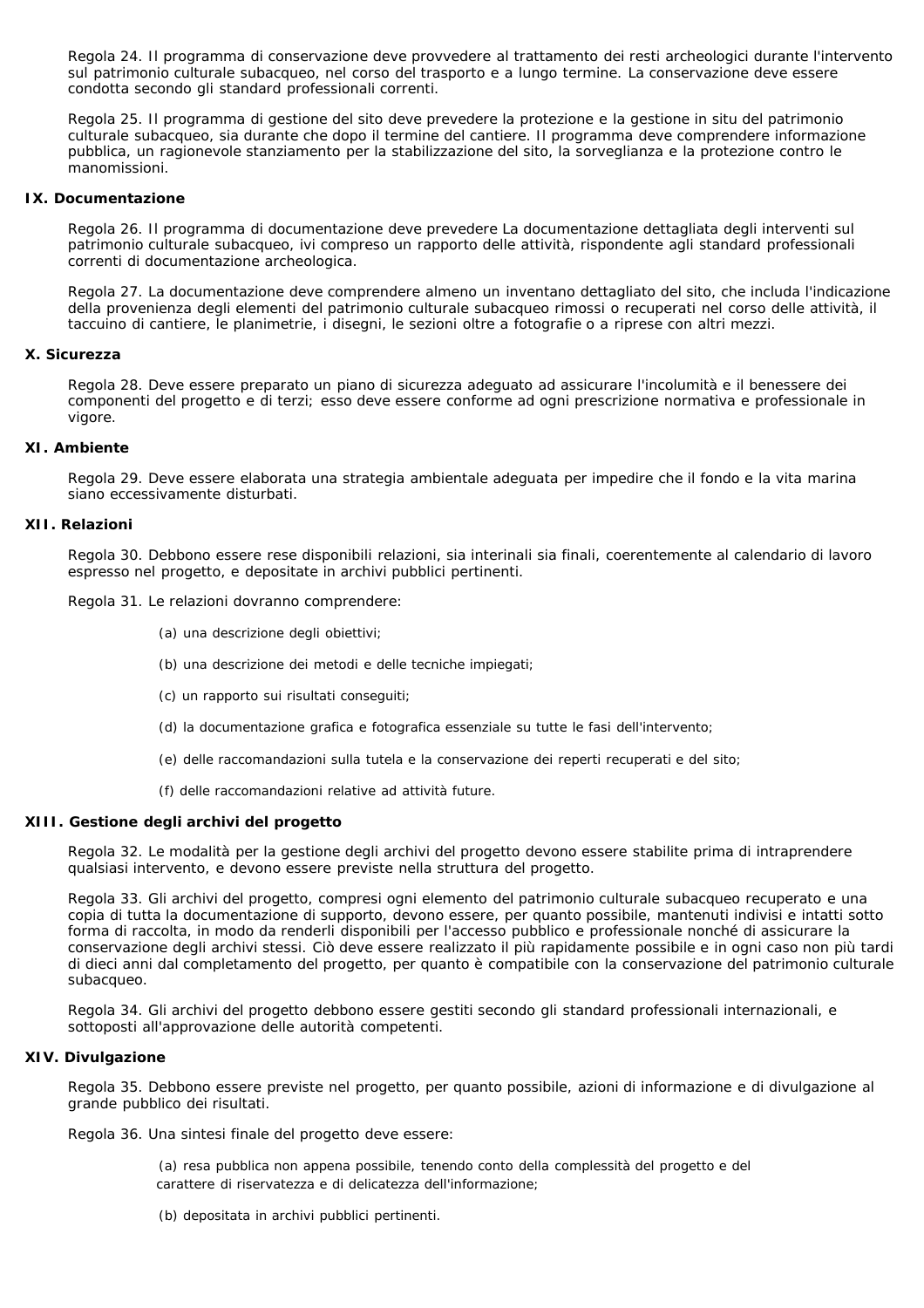Regola 24. Il programma di conservazione deve provvedere al trattamento dei resti archeologici durante l'intervento sul patrimonio culturale subacqueo, nel corso del trasporto e a lungo termine. La conservazione deve essere condotta secondo gli standard professionali correnti.

Regola 25. Il programma di gestione del sito deve prevedere la protezione e la gestione in situ del patrimonio culturale subacqueo, sia durante che dopo il termine del cantiere. Il programma deve comprendere informazione pubblica, un ragionevole stanziamento per la stabilizzazione del sito, la sorveglianza e la protezione contro le manomissioni.

**IX. Documentazione**

Regola 26. Il programma di documentazione deve prevedere La documentazione dettagliata degli interventi sul patrimonio culturale subacqueo, ivi compreso un rapporto delle attività, rispondente agli standard professionali correnti di documentazione archeologica.

Regola 27. La documentazione deve comprendere almeno un inventano dettagliato del sito, che includa l'indicazione della provenienza degli elementi del patrimonio culturale subacqueo rimossi o recuperati nel corso delle attività, il taccuino di cantiere, le planimetrie, i disegni, le sezioni oltre a fotografie o a riprese con altri mezzi.

**X. Sicurezza**

Regola 28. Deve essere preparato un piano di sicurezza adeguato ad assicurare l'incolumità e il benessere dei componenti del progetto e di terzi; esso deve essere conforme ad ogni prescrizione normativa e professionale in vigore.

**XI. Ambiente**

Regola 29. Deve essere elaborata una strategia ambientale adeguata per impedire che il fondo e la vita marina siano eccessivamente disturbati.

**XII. Relazioni**

Regola 30. Debbono essere rese disponibili relazioni, sia interinali sia finali, coerentemente al calendario di lavoro espresso nel progetto, e depositate in archivi pubblici pertinenti.

Regola 31. Le relazioni dovranno comprendere:

(a) una descrizione degli obiettivi;

(b) una descrizione dei metodi e delle tecniche impiegati;

(c) un rapporto sui risultati conseguiti;

(d) la documentazione grafica e fotografica essenziale su tutte le fasi dell'intervento;

(e) delle raccomandazioni sulla tutela e la conservazione dei reperti recuperati e del sito;

(f) delle raccomandazioni relative ad attività future.

**XIII. Gestione degli archivi del progetto**

Regola 32. Le modalità per la gestione degli archivi del progetto devono essere stabilite prima di intraprendere qualsiasi intervento, e devono essere previste nella struttura del progetto.

Regola 33. Gli archivi del progetto, compresi ogni elemento del patrimonio culturale subacqueo recuperato e una copia di tutta la documentazione di supporto, devono essere, per quanto possibile, mantenuti indivisi e intatti sotto forma di raccolta, in modo da renderli disponibili per l'accesso pubblico e professionale nonché di assicurare la conservazione degli archivi stessi. Ciò deve essere realizzato il più rapidamente possibile e in ogni caso non più tardi di dieci anni dal completamento del progetto, per quanto è compatibile con la conservazione del patrimonio culturale subacqueo.

Regola 34. Gli archivi del progetto debbono essere gestiti secondo gli standard professionali internazionali, e sottoposti all'approvazione delle autorità competenti.

**XIV. Divulgazione**

Regola 35. Debbono essere previste nel progetto, per quanto possibile, azioni di informazione e di divulgazione al grande pubblico dei risultati.

Regola 36. Una sintesi finale del progetto deve essere:

(a) resa pubblica non appena possibile, tenendo conto della complessità del progetto e del carattere di riservatezza e di delicatezza dell'informazione;

(b) depositata in archivi pubblici pertinenti.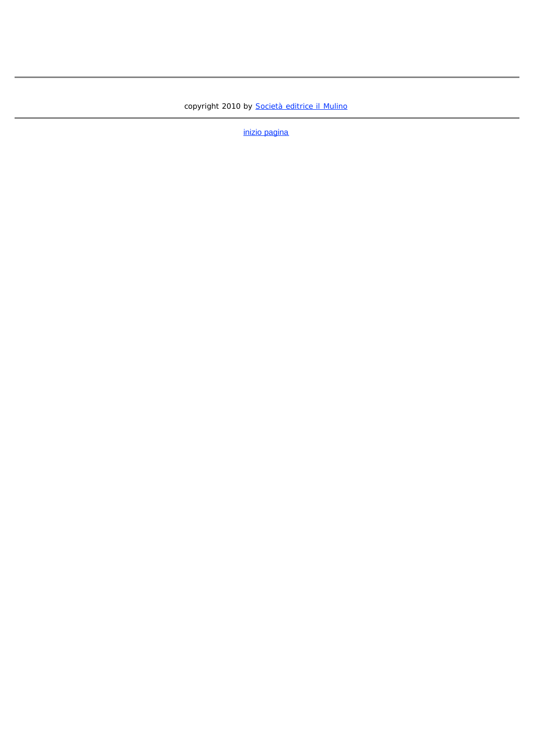---

copyright 2010 by Società editrice il Mulino

---

inizio pagina